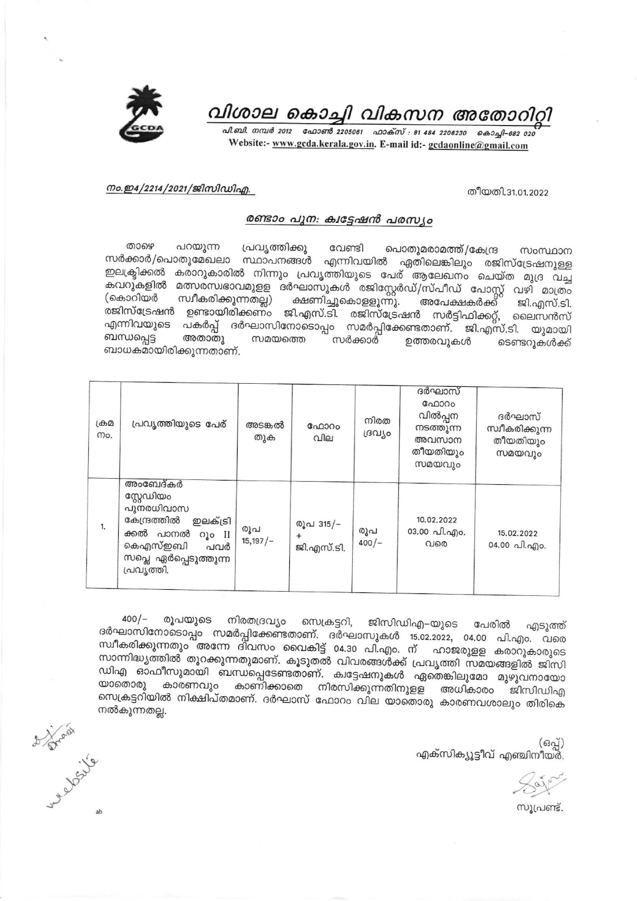# വിശാല കൊച്ചി വികസന അതോറിറ്റി

പി.ബി. നമ്പർ 2012 ഫോൺ 2205061 ഫാക്സ് : 91 484 2206230 കൊച്ചി-682 020
Website:- www.gcda.kerala.gov.in. E-mail id:- gcdaonline@gmail.com

നം.ഇ4/2214/2021/ജിസിഡിഎ.

തീയതി.31.01.2022

## രണ്ടാം പുന: ക്വട്ടേഷൻ പരസ്യം

താഴെ പറയുന്ന പ്രവൃത്തിക്കു വേണ്ടി പൊതുമരാമത്ത്/കേന്ദ്ര സംസ്ഥാന സർക്കാർ/പൊതുമേഖലാ സ്ഥാപനങ്ങൾ എന്നിവയിൽ ഏതിലെങ്കിലും രജിസ്ട്രേഷനുള്ള ഇലക്ട്രിക്കൽ കരാറുകാരിൽ നിന്നും പ്രവൃത്തിയുടെ പേര് ആലേഖനം ചെയ്ത മുദ്ര വച്ച കവറുകളിൽ മത്സരസ്വഭാവമുള്ള ദർഘാസുകൾ രജിസ്റ്റേർഡ്/സ്പീഡ് പോസ്റ്റ് വഴി മാത്രം (കൊറിയർ സ്വീകരിക്കുന്നതല്ല) ക്ഷണിച്ചുകൊള്ളുന്നു. അപേക്ഷകർക്ക് ജി.എസ്.ടി. രജിസ്ട്രേഷൻ ഉണ്ടായിരിക്കണം ജി.എസ്.ടി. രജിസ്ട്രേഷൻ സർട്ടിഫിക്കറ്റ്, ലൈസൻസ് എന്നിവയുടെ പകർപ്പ് ദർഘാസിനോടൊപ്പം സമർപ്പിക്കേണ്ടതാണ്. ജി.എസ്.ടി. യുമായി ബന്ധപ്പെട്ട അതാതു സമയത്തെ സർക്കാർ ഉത്തരവുകൾ ടെണ്ടറുകൾക്ക് ബാധകമായിരിക്കുന്നതാണ്.

| ക്രമ നം. | പ്രവൃത്തിയുടെ പേര് | അടങ്കൽ തുക | ഫോറം വില | നിരത ദ്രവ്യം | ദർഘാസ് ഫോറം വിൽപ്പന നടത്തുന്ന അവസാന തീയതിയും സമയവും | ദർഘാസ് സ്വീകരിക്കുന്ന തീയതിയും സമയവും |
|---|---|---|---|---|---|---|
| 1. | അംബേദ്കർ സ്റ്റേഡിയം പുനരധിവാസ കേന്ദ്രത്തിൽ ഇലക്ട്രിക്കൽ പാനൽ റൂം II കെഎസ്ഇബി പവർ സപ്ലെ ഏർപ്പെടുത്തുന്ന പ്രവൃത്തി. | രൂപ 15,197/- | രൂപ 315/- + ജി.എസ്.ടി. | രൂപ 400/- | 10.02.2022 03.00 പി.എം. വരെ | 15.02.2022 04.00 പി.എം. |

400/- രൂപയുടെ നിരതദ്രവ്യം സെക്രട്ടറി, ജിസിഡിഎ-യുടെ പേരിൽ എടുത്ത് ദർഘാസിനോടൊപ്പം സമർപ്പിക്കേണ്ടതാണ്. ദർഘാസുകൾ 15.02.2022, 04.00 പി.എം. വരെ സ്വീകരിക്കുന്നതും അന്നേ ദിവസം വൈകിട്ട് 04.30 പി.എം. ന് ഹാജരുള്ള കരാറുകാരുടെ സാന്നിദ്ധ്യത്തിൽ തുറക്കുന്നതുമാണ്. കൂടുതൽ വിവരങ്ങൾക്ക് പ്രവൃത്തി സമയങ്ങളിൽ ജിസിഡിഎ ഓഫീസുമായി ബന്ധപ്പെടേണ്ടതാണ്. ക്വട്ടേഷനുകൾ ഏതെങ്കിലുമോ മുഴുവനായോ യാതൊരു കാരണവും കാണിക്കാതെ നിരസിക്കുന്നതിനുള്ള അധികാരം ജിസിഡിഎ സെക്രട്ടറിയിൽ നിക്ഷിപ്തമാണ്. ദർഘാസ് ഫോറം വില യാതൊരു കാരണവശാലും തിരികെ നൽകുന്നതല്ല.

(ഒപ്പ്)
എക്സിക്യൂട്ടീവ് എഞ്ചിനീയർ.

സൂപ്രണ്ട്.

website

ab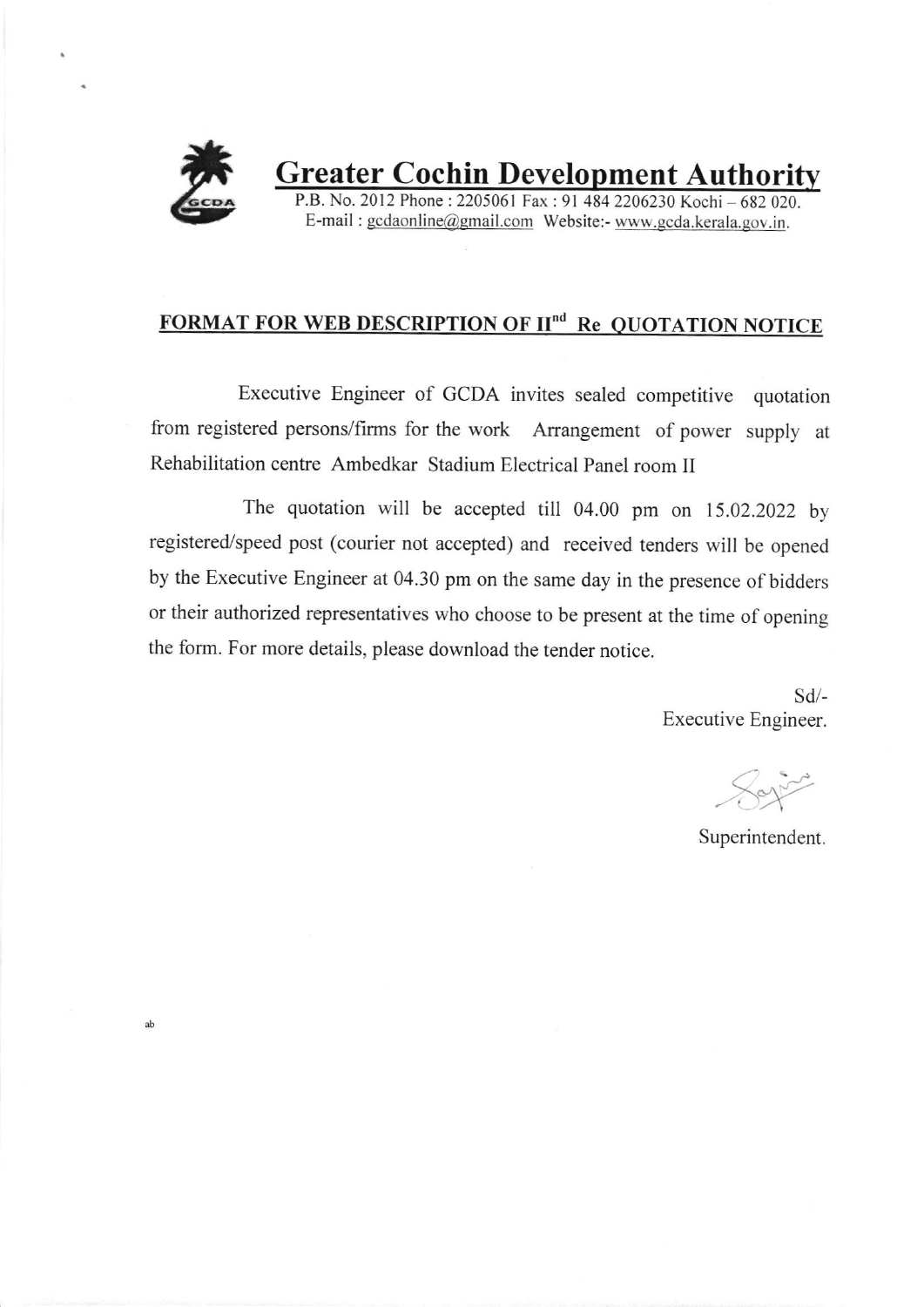# Greater Cochin Development Authority

P.B. No. 2012 Phone : 2205061 Fax : 91 484 2206230 Kochi – 682 020.
E-mail : gcdaonline@gmail.com Website:- www.gcda.kerala.gov.in.

## FORMAT FOR WEB DESCRIPTION OF II$^{nd}$ Re QUOTATION NOTICE

Executive Engineer of GCDA invites sealed competitive quotation from registered persons/firms for the work Arrangement of power supply at Rehabilitation centre Ambedkar Stadium Electrical Panel room II

The quotation will be accepted till 04.00 pm on 15.02.2022 by registered/speed post (courier not accepted) and received tenders will be opened by the Executive Engineer at 04.30 pm on the same day in the presence of bidders or their authorized representatives who choose to be present at the time of opening the form. For more details, please download the tender notice.

Sd/-
Executive Engineer.

Superintendent.

ab